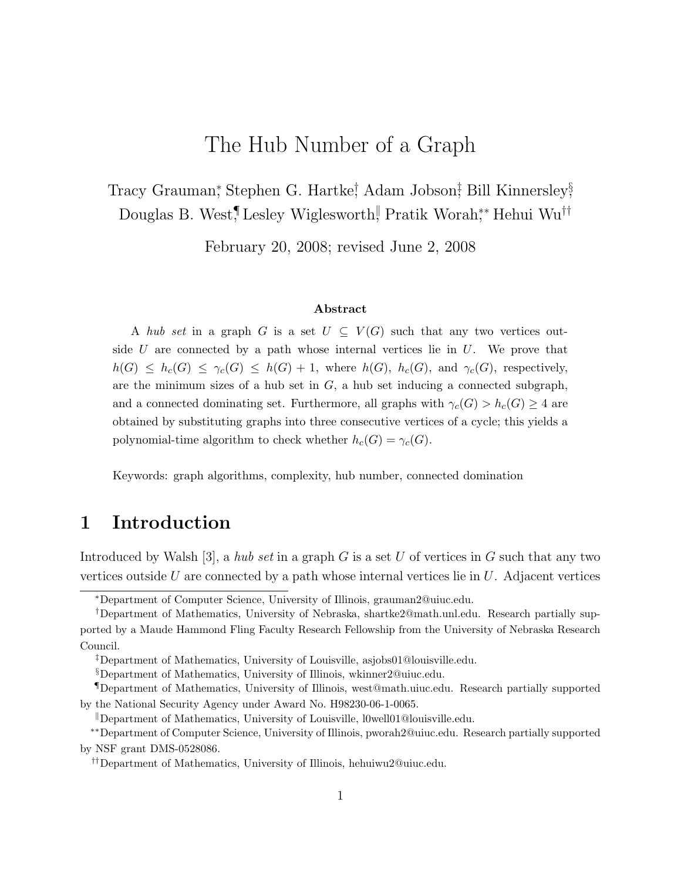# The Hub Number of a Graph

Tracy Grauman[*], Stephen G. Hartke[†], Adam Jobson[‡], Bill Kinnersley[§], Douglas B. West[¶], Lesley Wiglesworth[‖], Pratik Worah[**], Hehui Wu[††]

February 20, 2008; revised June 2, 2008

### Abstract

A *hub set* in a graph $G$ is a set $U \subseteq V(G)$ such that any two vertices outside $U$ are connected by a path whose internal vertices lie in $U$. We prove that $h(G) \le h_c(G) \le \gamma_c(G) \le h(G) + 1$, where $h(G)$, $h_c(G)$, and $\gamma_c(G)$, respectively, are the minimum sizes of a hub set in $G$, a hub set inducing a connected subgraph, and a connected dominating set. Furthermore, all graphs with $\gamma_c(G) > h_c(G) \ge 4$ are obtained by substituting graphs into three consecutive vertices of a cycle; this yields a polynomial-time algorithm to check whether $h_c(G) = \gamma_c(G)$.

Keywords: graph algorithms, complexity, hub number, connected domination

## 1 Introduction

Introduced by Walsh [3], a *hub set* in a graph $G$ is a set $U$ of vertices in $G$ such that any two vertices outside $U$ are connected by a path whose internal vertices lie in $U$. Adjacent vertices

---

[*] Department of Computer Science, University of Illinois, grauman2@uiuc.edu.

[†] Department of Mathematics, University of Nebraska, shartke2@math.unl.edu. Research partially supported by a Maude Hammond Fling Faculty Research Fellowship from the University of Nebraska Research Council.

[‡] Department of Mathematics, University of Louisville, asjobs01@louisville.edu.

[§] Department of Mathematics, University of Illinois, wkinner2@uiuc.edu.

[¶] Department of Mathematics, University of Illinois, west@math.uiuc.edu. Research partially supported by the National Security Agency under Award No. H98230-06-1-0065.

[‖] Department of Mathematics, University of Louisville, l0well01@louisville.edu.

[**] Department of Computer Science, University of Illinois, pworah2@uiuc.edu. Research partially supported by NSF grant DMS-0528086.

[††] Department of Mathematics, University of Illinois, hehuiwu2@uiuc.edu.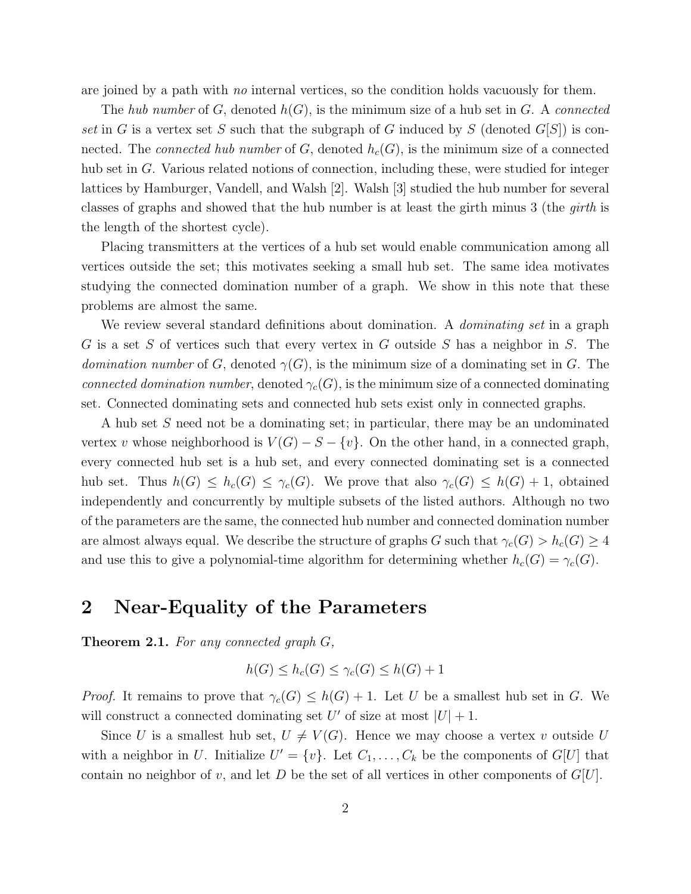are joined by a path with *no* internal vertices, so the condition holds vacuously for them.

The *hub number* of $G$, denoted $h(G)$, is the minimum size of a hub set in $G$. A *connected set* in $G$ is a vertex set $S$ such that the subgraph of $G$ induced by $S$ (denoted $G[S]$) is connected. The *connected hub number* of $G$, denoted $h_c(G)$, is the minimum size of a connected hub set in $G$. Various related notions of connection, including these, were studied for integer lattices by Hamburger, Vandell, and Walsh [2]. Walsh [3] studied the hub number for several classes of graphs and showed that the hub number is at least the girth minus 3 (the *girth* is the length of the shortest cycle).

Placing transmitters at the vertices of a hub set would enable communication among all vertices outside the set; this motivates seeking a small hub set. The same idea motivates studying the connected domination number of a graph. We show in this note that these problems are almost the same.

We review several standard definitions about domination. A *dominating set* in a graph $G$ is a set $S$ of vertices such that every vertex in $G$ outside $S$ has a neighbor in $S$. The *domination number* of $G$, denoted $\gamma(G)$, is the minimum size of a dominating set in $G$. The *connected domination number*, denoted $\gamma_c(G)$, is the minimum size of a connected dominating set. Connected dominating sets and connected hub sets exist only in connected graphs.

A hub set $S$ need not be a dominating set; in particular, there may be an undominated vertex $v$ whose neighborhood is $V(G) - S - \{v\}$. On the other hand, in a connected graph, every connected hub set is a hub set, and every connected dominating set is a connected hub set. Thus $h(G) \leq h_c(G) \leq \gamma_c(G)$. We prove that also $\gamma_c(G) \leq h(G) + 1$, obtained independently and concurrently by multiple subsets of the listed authors. Although no two of the parameters are the same, the connected hub number and connected domination number are almost always equal. We describe the structure of graphs $G$ such that $\gamma_c(G) > h_c(G) \geq 4$ and use this to give a polynomial-time algorithm for determining whether $h_c(G) = \gamma_c(G)$.

## 2 Near-Equality of the Parameters

**Theorem 2.1.** *For any connected graph $G$,*

$$h(G) \leq h_c(G) \leq \gamma_c(G) \leq h(G) + 1$$

*Proof.* It remains to prove that $\gamma_c(G) \leq h(G) + 1$. Let $U$ be a smallest hub set in $G$. We will construct a connected dominating set $U'$ of size at most $|U| + 1$.

Since $U$ is a smallest hub set, $U \neq V(G)$. Hence we may choose a vertex $v$ outside $U$ with a neighbor in $U$. Initialize $U' = \{v\}$. Let $C_1, \ldots, C_k$ be the components of $G[U]$ that contain no neighbor of $v$, and let $D$ be the set of all vertices in other components of $G[U]$.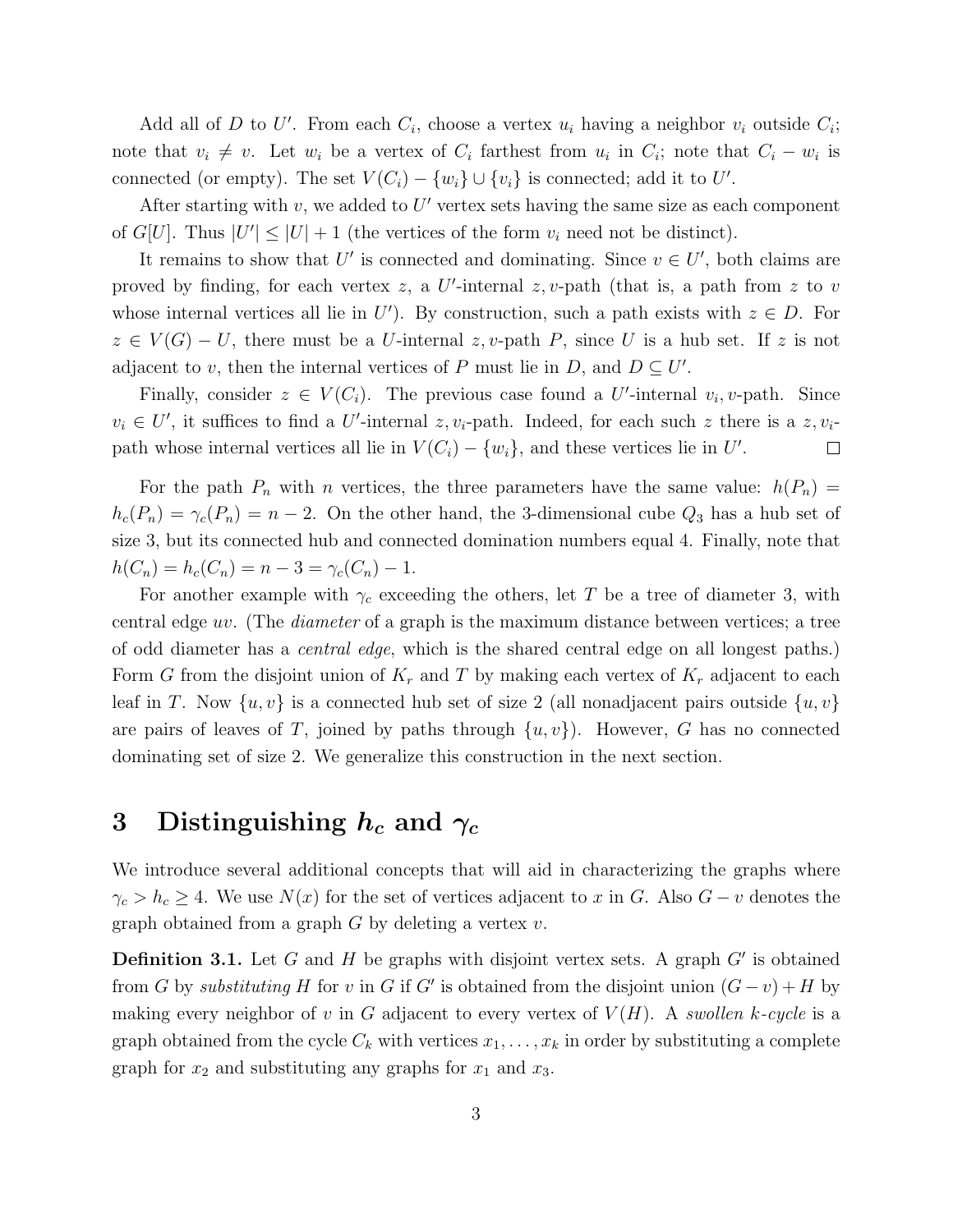Add all of $D$ to $U'$. From each $C_i$, choose a vertex $u_i$ having a neighbor $v_i$ outside $C_i$; note that $v_i \neq v$. Let $w_i$ be a vertex of $C_i$ farthest from $u_i$ in $C_i$; note that $C_i - w_i$ is connected (or empty). The set $V(C_i) - \{w_i\} \cup \{v_i\}$ is connected; add it to $U'$.

After starting with $v$, we added to $U'$ vertex sets having the same size as each component of $G[U]$. Thus $|U'| \le |U| + 1$ (the vertices of the form $v_i$ need not be distinct).

It remains to show that $U'$ is connected and dominating. Since $v \in U'$, both claims are proved by finding, for each vertex $z$, a $U'$-internal $z, v$-path (that is, a path from $z$ to $v$ whose internal vertices all lie in $U'$). By construction, such a path exists with $z \in D$. For $z \in V(G) - U$, there must be a $U$-internal $z, v$-path $P$, since $U$ is a hub set. If $z$ is not adjacent to $v$, then the internal vertices of $P$ must lie in $D$, and $D \subseteq U'$.

Finally, consider $z \in V(C_i)$. The previous case found a $U'$-internal $v_i, v$-path. Since $v_i \in U'$, it suffices to find a $U'$-internal $z, v_i$-path. Indeed, for each such $z$ there is a $z, v_i$-path whose internal vertices all lie in $V(C_i) - \{w_i\}$, and these vertices lie in $U'$. □

For the path $P_n$ with $n$ vertices, the three parameters have the same value: $h(P_n) = h_c(P_n) = \gamma_c(P_n) = n - 2$. On the other hand, the 3-dimensional cube $Q_3$ has a hub set of size 3, but its connected hub and connected domination numbers equal 4. Finally, note that $h(C_n) = h_c(C_n) = n - 3 = \gamma_c(C_n) - 1$.

For another example with $\gamma_c$ exceeding the others, let $T$ be a tree of diameter 3, with central edge $uv$. (The *diameter* of a graph is the maximum distance between vertices; a tree of odd diameter has a *central edge*, which is the shared central edge on all longest paths.) Form $G$ from the disjoint union of $K_r$ and $T$ by making each vertex of $K_r$ adjacent to each leaf in $T$. Now $\{u, v\}$ is a connected hub set of size 2 (all nonadjacent pairs outside $\{u, v\}$ are pairs of leaves of $T$, joined by paths through $\{u, v\}$). However, $G$ has no connected dominating set of size 2. We generalize this construction in the next section.

# 3 Distinguishing $h_c$ and $\gamma_c$

We introduce several additional concepts that will aid in characterizing the graphs where $\gamma_c > h_c \ge 4$. We use $N(x)$ for the set of vertices adjacent to $x$ in $G$. Also $G - v$ denotes the graph obtained from a graph $G$ by deleting a vertex $v$.

**Definition 3.1.** Let $G$ and $H$ be graphs with disjoint vertex sets. A graph $G'$ is obtained from $G$ by *substituting* $H$ for $v$ in $G$ if $G'$ is obtained from the disjoint union $(G - v) + H$ by making every neighbor of $v$ in $G$ adjacent to every vertex of $V(H)$. A *swollen $k$-cycle* is a graph obtained from the cycle $C_k$ with vertices $x_1, \ldots, x_k$ in order by substituting a complete graph for $x_2$ and substituting any graphs for $x_1$ and $x_3$.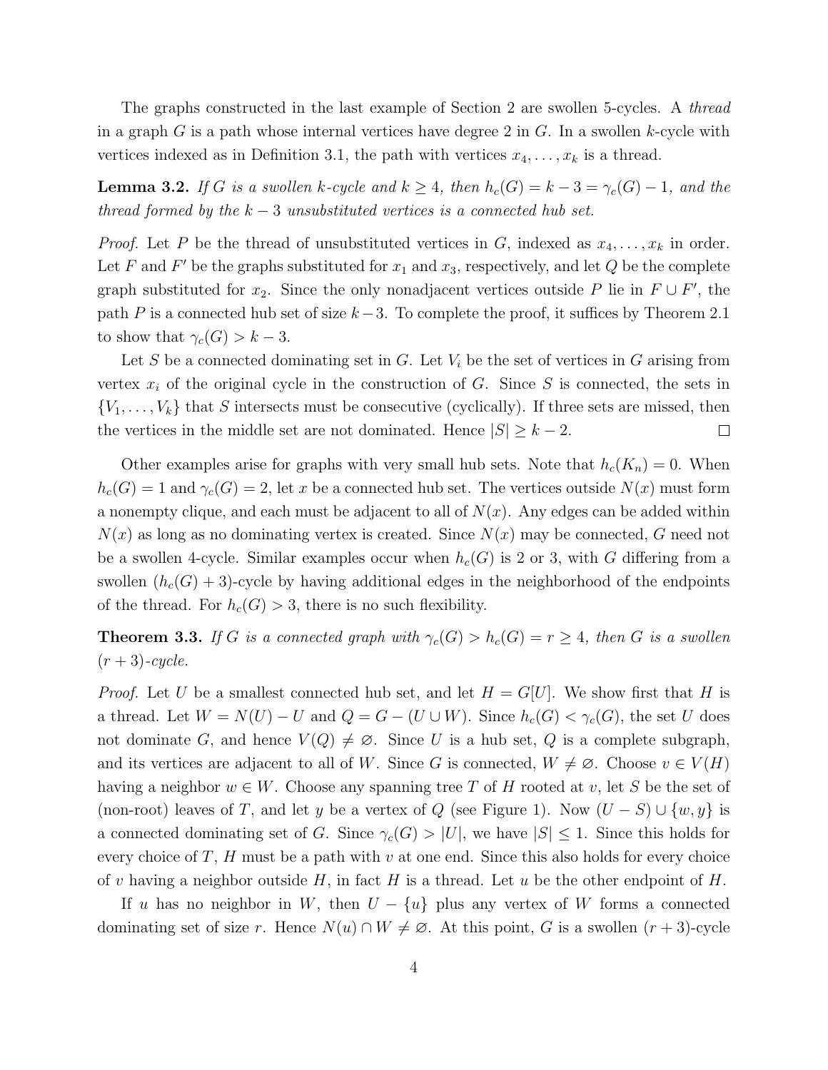The graphs constructed in the last example of Section 2 are swollen 5-cycles. A *thread* in a graph $G$ is a path whose internal vertices have degree 2 in $G$. In a swollen $k$-cycle with vertices indexed as in Definition 3.1, the path with vertices $x_4, \ldots, x_k$ is a thread.

**Lemma 3.2.** *If $G$ is a swollen $k$-cycle and $k \geq 4$, then $h_c(G) = k-3 = \gamma_c(G) - 1$, and the thread formed by the $k-3$ unsubstituted vertices is a connected hub set.*

*Proof.* Let $P$ be the thread of unsubstituted vertices in $G$, indexed as $x_4, \ldots, x_k$ in order. Let $F$ and $F'$ be the graphs substituted for $x_1$ and $x_3$, respectively, and let $Q$ be the complete graph substituted for $x_2$. Since the only nonadjacent vertices outside $P$ lie in $F \cup F'$, the path $P$ is a connected hub set of size $k-3$. To complete the proof, it suffices by Theorem 2.1 to show that $\gamma_c(G) > k-3$.

Let $S$ be a connected dominating set in $G$. Let $V_i$ be the set of vertices in $G$ arising from vertex $x_i$ of the original cycle in the construction of $G$. Since $S$ is connected, the sets in $\{V_1, \ldots, V_k\}$ that $S$ intersects must be consecutive (cyclically). If three sets are missed, then the vertices in the middle set are not dominated. Hence $|S| \geq k-2$. □

Other examples arise for graphs with very small hub sets. Note that $h_c(K_n) = 0$. When $h_c(G) = 1$ and $\gamma_c(G) = 2$, let $x$ be a connected hub set. The vertices outside $N(x)$ must form a nonempty clique, and each must be adjacent to all of $N(x)$. Any edges can be added within $N(x)$ as long as no dominating vertex is created. Since $N(x)$ may be connected, $G$ need not be a swollen 4-cycle. Similar examples occur when $h_c(G)$ is 2 or 3, with $G$ differing from a swollen $(h_c(G)+3)$-cycle by having additional edges in the neighborhood of the endpoints of the thread. For $h_c(G) > 3$, there is no such flexibility.

**Theorem 3.3.** *If $G$ is a connected graph with $\gamma_c(G) > h_c(G) = r \geq 4$, then $G$ is a swollen $(r+3)$-cycle.*

*Proof.* Let $U$ be a smallest connected hub set, and let $H = G[U]$. We show first that $H$ is a thread. Let $W = N(U) - U$ and $Q = G - (U \cup W)$. Since $h_c(G) < \gamma_c(G)$, the set $U$ does not dominate $G$, and hence $V(Q) \neq \varnothing$. Since $U$ is a hub set, $Q$ is a complete subgraph, and its vertices are adjacent to all of $W$. Since $G$ is connected, $W \neq \varnothing$. Choose $v \in V(H)$ having a neighbor $w \in W$. Choose any spanning tree $T$ of $H$ rooted at $v$, let $S$ be the set of (non-root) leaves of $T$, and let $y$ be a vertex of $Q$ (see Figure 1). Now $(U - S) \cup \{w, y\}$ is a connected dominating set of $G$. Since $\gamma_c(G) > |U|$, we have $|S| \leq 1$. Since this holds for every choice of $T$, $H$ must be a path with $v$ at one end. Since this also holds for every choice of $v$ having a neighbor outside $H$, in fact $H$ is a thread. Let $u$ be the other endpoint of $H$.

If $u$ has no neighbor in $W$, then $U - \{u\}$ plus any vertex of $W$ forms a connected dominating set of size $r$. Hence $N(u) \cap W \neq \varnothing$. At this point, $G$ is a swollen $(r+3)$-cycle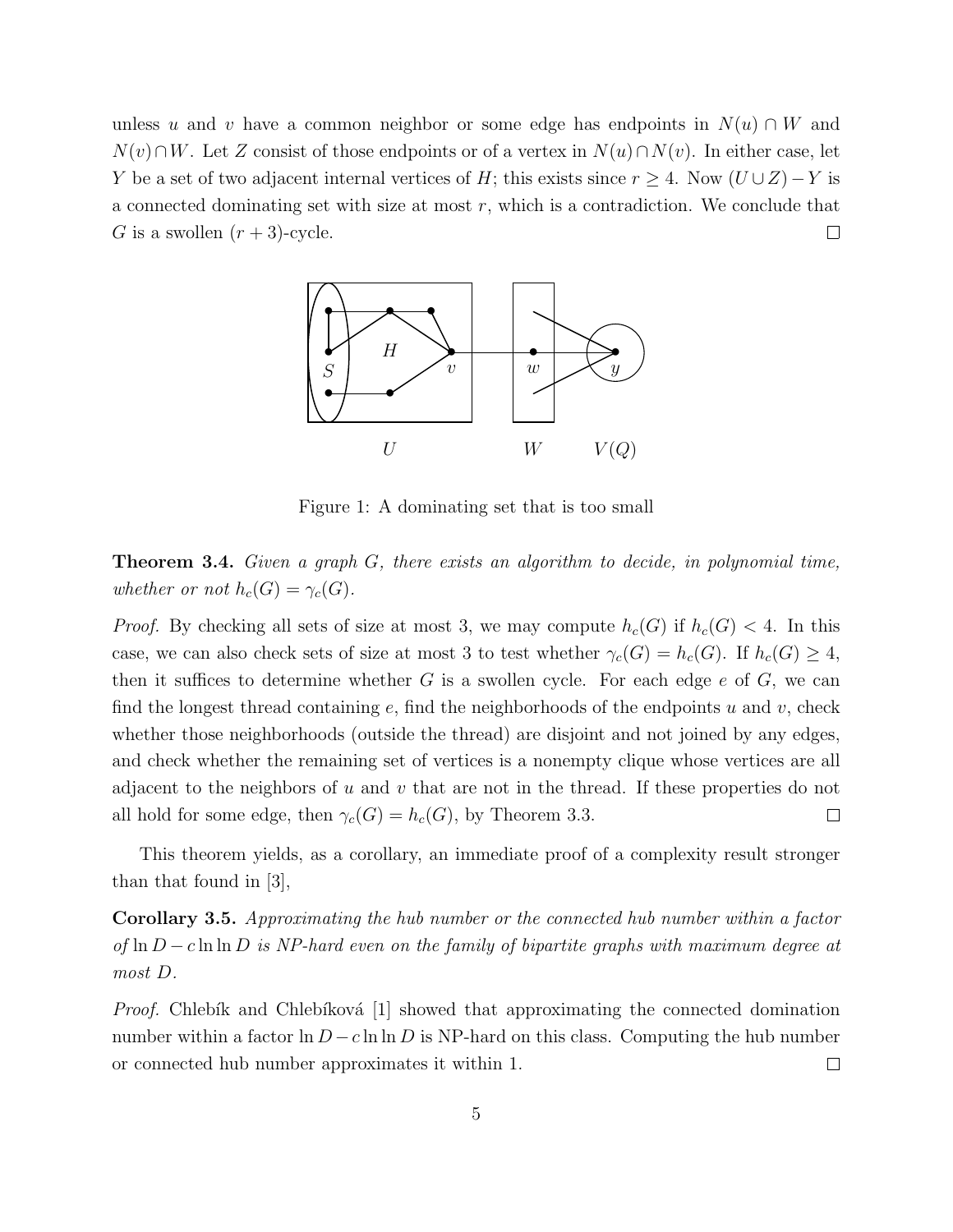unless $u$ and $v$ have a common neighbor or some edge has endpoints in $N(u) \cap W$ and $N(v) \cap W$. Let $Z$ consist of those endpoints or of a vertex in $N(u) \cap N(v)$. In either case, let $Y$ be a set of two adjacent internal vertices of $H$; this exists since $r \geq 4$. Now $(U \cup Z) - Y$ is a connected dominating set with size at most $r$, which is a contradiction. We conclude that $G$ is a swollen $(r+3)$-cycle. $\square$

Figure 1: A dominating set that is too small

**Theorem 3.4.** *Given a graph $G$, there exists an algorithm to decide, in polynomial time, whether or not $h_c(G) = \gamma_c(G)$.*

*Proof.* By checking all sets of size at most 3, we may compute $h_c(G)$ if $h_c(G) < 4$. In this case, we can also check sets of size at most 3 to test whether $\gamma_c(G) = h_c(G)$. If $h_c(G) \geq 4$, then it suffices to determine whether $G$ is a swollen cycle. For each edge $e$ of $G$, we can find the longest thread containing $e$, find the neighborhoods of the endpoints $u$ and $v$, check whether those neighborhoods (outside the thread) are disjoint and not joined by any edges, and check whether the remaining set of vertices is a nonempty clique whose vertices are all adjacent to the neighbors of $u$ and $v$ that are not in the thread. If these properties do not all hold for some edge, then $\gamma_c(G) = h_c(G)$, by Theorem 3.3. $\square$

This theorem yields, as a corollary, an immediate proof of a complexity result stronger than that found in [3],

**Corollary 3.5.** *Approximating the hub number or the connected hub number within a factor of $\ln D - c \ln \ln D$ is NP-hard even on the family of bipartite graphs with maximum degree at most $D$.*

*Proof.* Chlebík and Chlebíková [1] showed that approximating the connected domination number within a factor $\ln D - c \ln \ln D$ is NP-hard on this class. Computing the hub number or connected hub number approximates it within 1. $\square$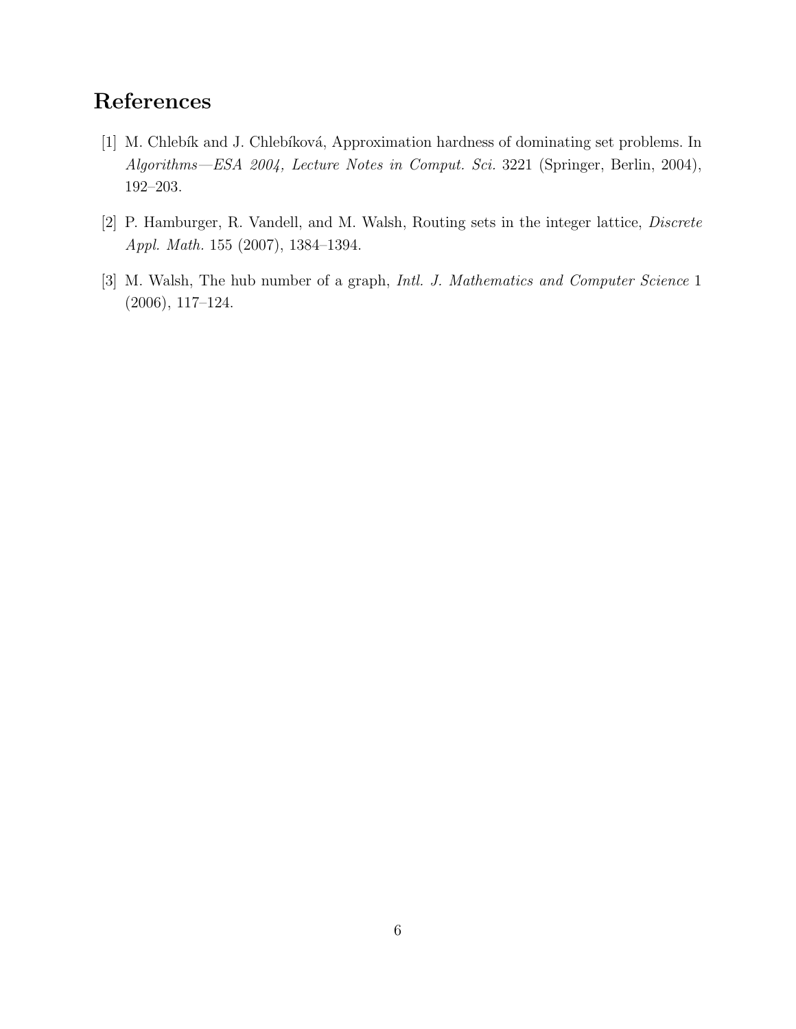## References

[1] M. Chlebík and J. Chlebíková, Approximation hardness of dominating set problems. In *Algorithms—ESA 2004, Lecture Notes in Comput. Sci.* 3221 (Springer, Berlin, 2004), 192–203.

[2] P. Hamburger, R. Vandell, and M. Walsh, Routing sets in the integer lattice, *Discrete Appl. Math.* 155 (2007), 1384–1394.

[3] M. Walsh, The hub number of a graph, *Intl. J. Mathematics and Computer Science* 1 (2006), 117–124.